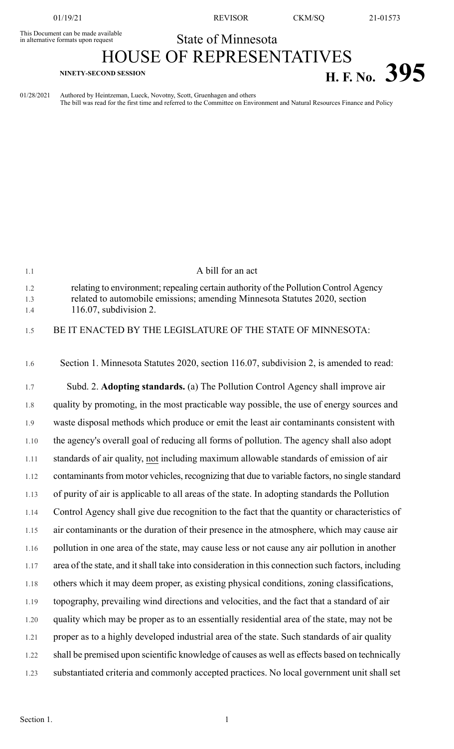This Document can be made available in alternative formats upon request

State of Minnesota

# HOUSE OF REPRESENTATIVES

**NINETY-SECOND SESSION**

**H. F. No. 395**

01/28/2021 Authored by Heintzeman, Lueck, Novotny, Scott, Gruenhagen and others
The bill was read for the first time and referred to the Committee on Environment and Natural Resources Finance and Policy

A bill for an act

relating to environment; repealing certain authority of the Pollution Control Agency related to automobile emissions; amending Minnesota Statutes 2020, section 116.07, subdivision 2.

BE IT ENACTED BY THE LEGISLATURE OF THE STATE OF MINNESOTA:

Section 1. Minnesota Statutes 2020, section 116.07, subdivision 2, is amended to read:

Subd. 2. **Adopting standards.** (a) The Pollution Control Agency shall improve air quality by promoting, in the most practicable way possible, the use of energy sources and waste disposal methods which produce or emit the least air contaminants consistent with the agency's overall goal of reducing all forms of pollution. The agency shall also adopt standards of air quality, not including maximum allowable standards of emission of air contaminants from motor vehicles, recognizing that due to variable factors, no single standard of purity of air is applicable to all areas of the state. In adopting standards the Pollution Control Agency shall give due recognition to the fact that the quantity or characteristics of air contaminants or the duration of their presence in the atmosphere, which may cause air pollution in one area of the state, may cause less or not cause any air pollution in another area of the state, and it shall take into consideration in this connection such factors, including others which it may deem proper, as existing physical conditions, zoning classifications, topography, prevailing wind directions and velocities, and the fact that a standard of air quality which may be proper as to an essentially residential area of the state, may not be proper as to a highly developed industrial area of the state. Such standards of air quality shall be premised upon scientific knowledge of causes as well as effects based on technically substantiated criteria and commonly accepted practices. No local government unit shall set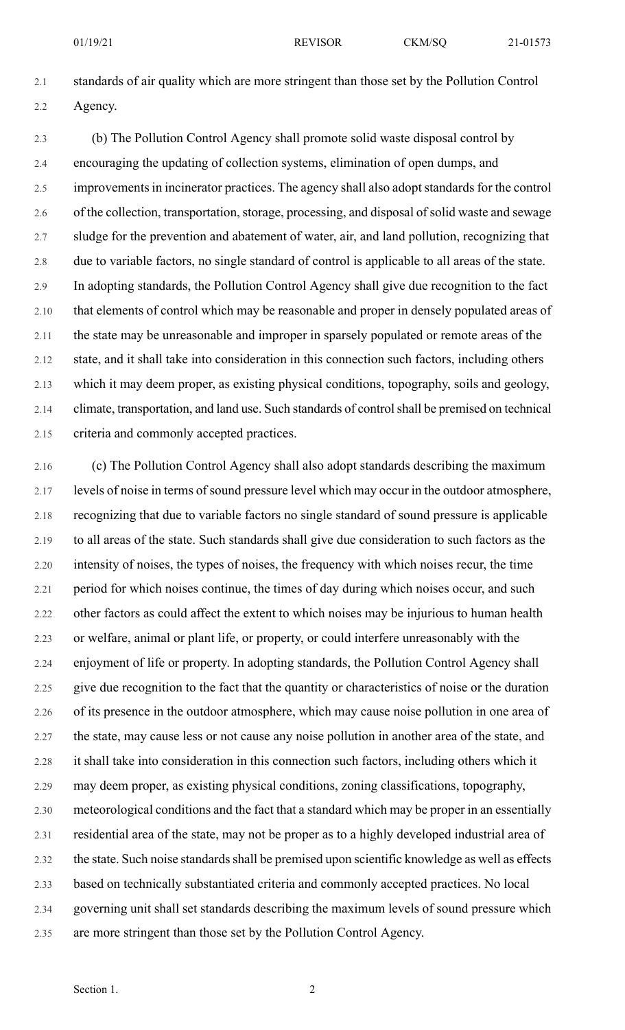standards of air quality which are more stringent than those set by the Pollution Control Agency.

(b) The Pollution Control Agency shall promote solid waste disposal control by encouraging the updating of collection systems, elimination of open dumps, and improvements in incinerator practices. The agency shall also adopt standards for the control of the collection, transportation, storage, processing, and disposal of solid waste and sewage sludge for the prevention and abatement of water, air, and land pollution, recognizing that due to variable factors, no single standard of control is applicable to all areas of the state. In adopting standards, the Pollution Control Agency shall give due recognition to the fact that elements of control which may be reasonable and proper in densely populated areas of the state may be unreasonable and improper in sparsely populated or remote areas of the state, and it shall take into consideration in this connection such factors, including others which it may deem proper, as existing physical conditions, topography, soils and geology, climate, transportation, and land use. Such standards of control shall be premised on technical criteria and commonly accepted practices.

(c) The Pollution Control Agency shall also adopt standards describing the maximum levels of noise in terms of sound pressure level which may occur in the outdoor atmosphere, recognizing that due to variable factors no single standard of sound pressure is applicable to all areas of the state. Such standards shall give due consideration to such factors as the intensity of noises, the types of noises, the frequency with which noises recur, the time period for which noises continue, the times of day during which noises occur, and such other factors as could affect the extent to which noises may be injurious to human health or welfare, animal or plant life, or property, or could interfere unreasonably with the enjoyment of life or property. In adopting standards, the Pollution Control Agency shall give due recognition to the fact that the quantity or characteristics of noise or the duration of its presence in the outdoor atmosphere, which may cause noise pollution in one area of the state, may cause less or not cause any noise pollution in another area of the state, and it shall take into consideration in this connection such factors, including others which it may deem proper, as existing physical conditions, zoning classifications, topography, meteorological conditions and the fact that a standard which may be proper in an essentially residential area of the state, may not be proper as to a highly developed industrial area of the state. Such noise standards shall be premised upon scientific knowledge as well as effects based on technically substantiated criteria and commonly accepted practices. No local governing unit shall set standards describing the maximum levels of sound pressure which are more stringent than those set by the Pollution Control Agency.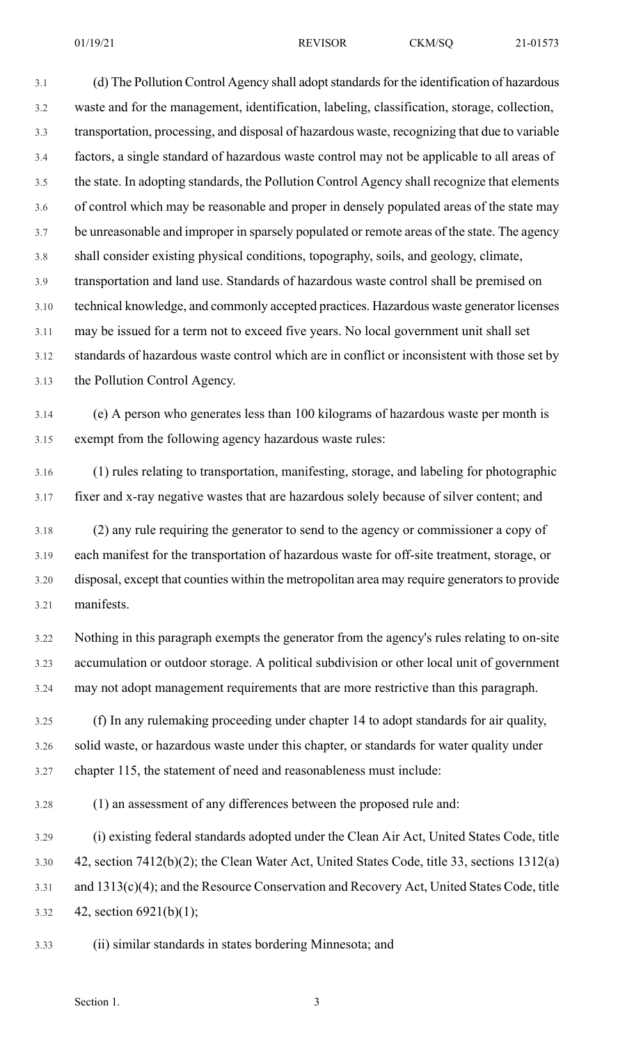(d) The Pollution Control Agency shall adopt standards for the identification of hazardous waste and for the management, identification, labeling, classification, storage, collection, transportation, processing, and disposal of hazardous waste, recognizing that due to variable factors, a single standard of hazardous waste control may not be applicable to all areas of the state. In adopting standards, the Pollution Control Agency shall recognize that elements of control which may be reasonable and proper in densely populated areas of the state may be unreasonable and improper in sparsely populated or remote areas of the state. The agency shall consider existing physical conditions, topography, soils, and geology, climate, transportation and land use. Standards of hazardous waste control shall be premised on technical knowledge, and commonly accepted practices. Hazardous waste generator licenses may be issued for a term not to exceed five years. No local government unit shall set standards of hazardous waste control which are in conflict or inconsistent with those set by the Pollution Control Agency.

(e) A person who generates less than 100 kilograms of hazardous waste per month is exempt from the following agency hazardous waste rules:

(1) rules relating to transportation, manifesting, storage, and labeling for photographic fixer and x-ray negative wastes that are hazardous solely because of silver content; and

(2) any rule requiring the generator to send to the agency or commissioner a copy of each manifest for the transportation of hazardous waste for off-site treatment, storage, or disposal, except that counties within the metropolitan area may require generators to provide manifests.

Nothing in this paragraph exempts the generator from the agency's rules relating to on-site accumulation or outdoor storage. A political subdivision or other local unit of government may not adopt management requirements that are more restrictive than this paragraph.

(f) In any rulemaking proceeding under chapter 14 to adopt standards for air quality, solid waste, or hazardous waste under this chapter, or standards for water quality under chapter 115, the statement of need and reasonableness must include:

(1) an assessment of any differences between the proposed rule and:

(i) existing federal standards adopted under the Clean Air Act, United States Code, title 42, section 7412(b)(2); the Clean Water Act, United States Code, title 33, sections 1312(a) and 1313(c)(4); and the Resource Conservation and Recovery Act, United States Code, title 42, section 6921(b)(1);

(ii) similar standards in states bordering Minnesota; and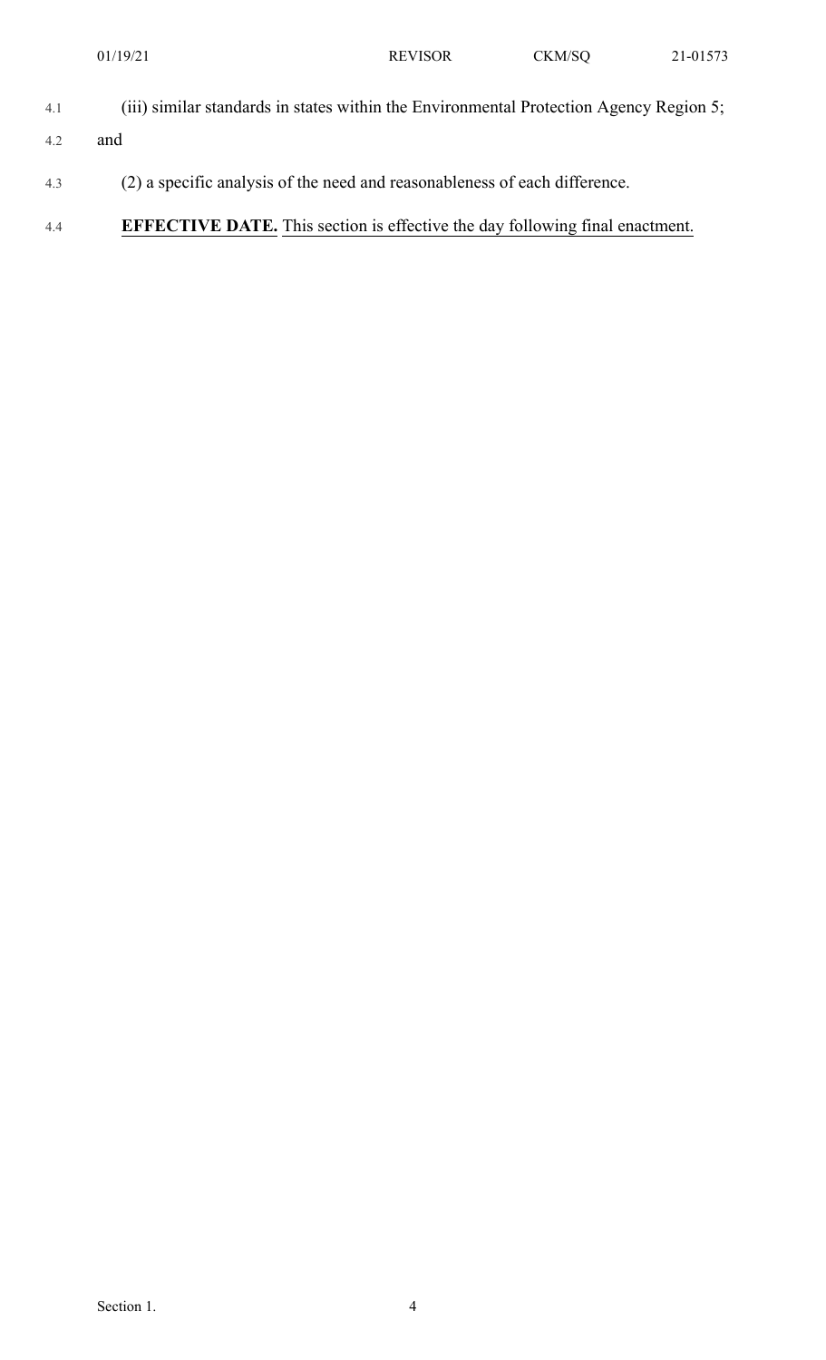(iii) similar standards in states within the Environmental Protection Agency Region 5; and

(2) a specific analysis of the need and reasonableness of each difference.

**EFFECTIVE DATE.** This section is effective the day following final enactment.